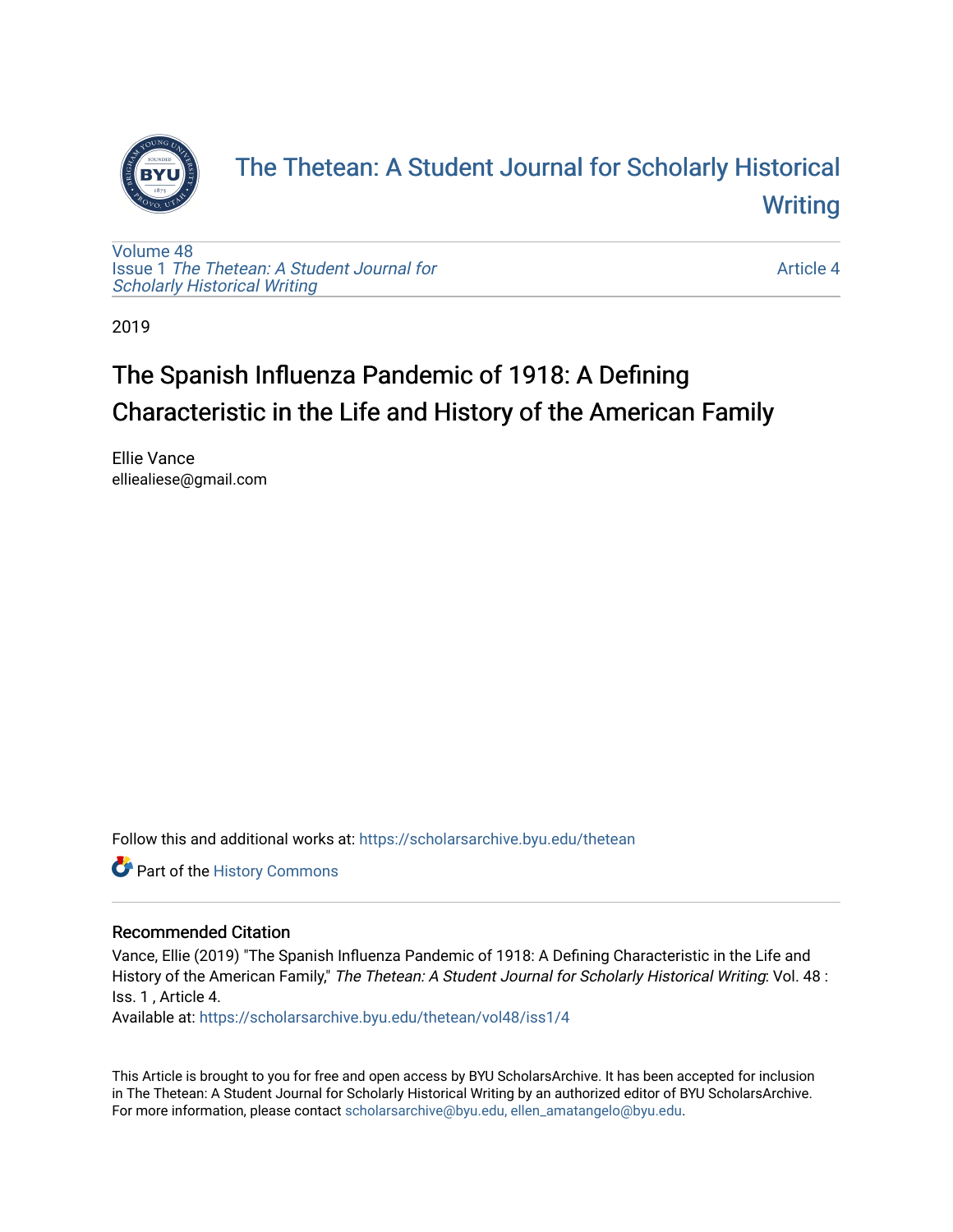# The Thetean: A Student Journal for Scholarly Historical Writing

Volume 48
Issue 1 *The Thetean: A Student Journal for Scholarly Historical Writing*

Article 4

2019

## The Spanish Influenza Pandemic of 1918: A Defining Characteristic in the Life and History of the American Family

Ellie Vance
ellieal iese@gmail.com

Follow this and additional works at: https://scholarsarchive.byu.edu/thetean

Part of the History Commons

### Recommended Citation

Vance, Ellie (2019) "The Spanish Influenza Pandemic of 1918: A Defining Characteristic in the Life and History of the American Family," *The Thetean: A Student Journal for Scholarly Historical Writing*: Vol. 48 : Iss. 1 , Article 4.
Available at: https://scholarsarchive.byu.edu/thetean/vol48/iss1/4

This Article is brought to you for free and open access by BYU ScholarsArchive. It has been accepted for inclusion in The Thetean: A Student Journal for Scholarly Historical Writing by an authorized editor of BYU ScholarsArchive. For more information, please contact scholarsarchive@byu.edu, ellen_amatangelo@byu.edu.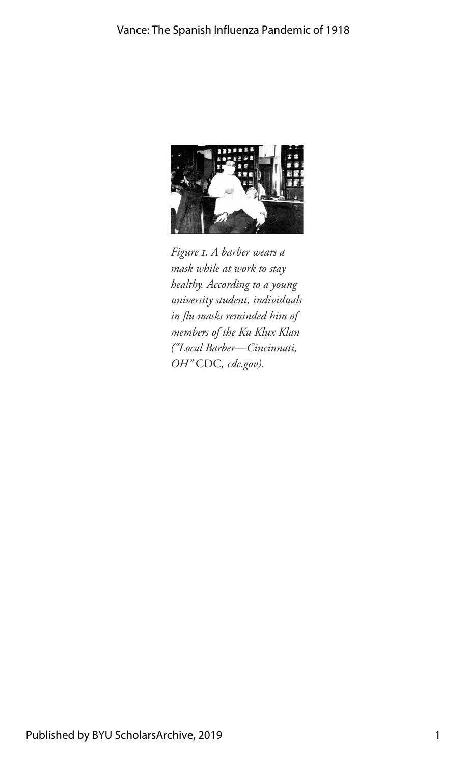*Figure 1. A barber wears a mask while at work to stay healthy. According to a young university student, individuals in flu masks reminded him of members of the Ku Klux Klan ("Local Barber—Cincinnati, OH"* CDC*, cdc.gov).*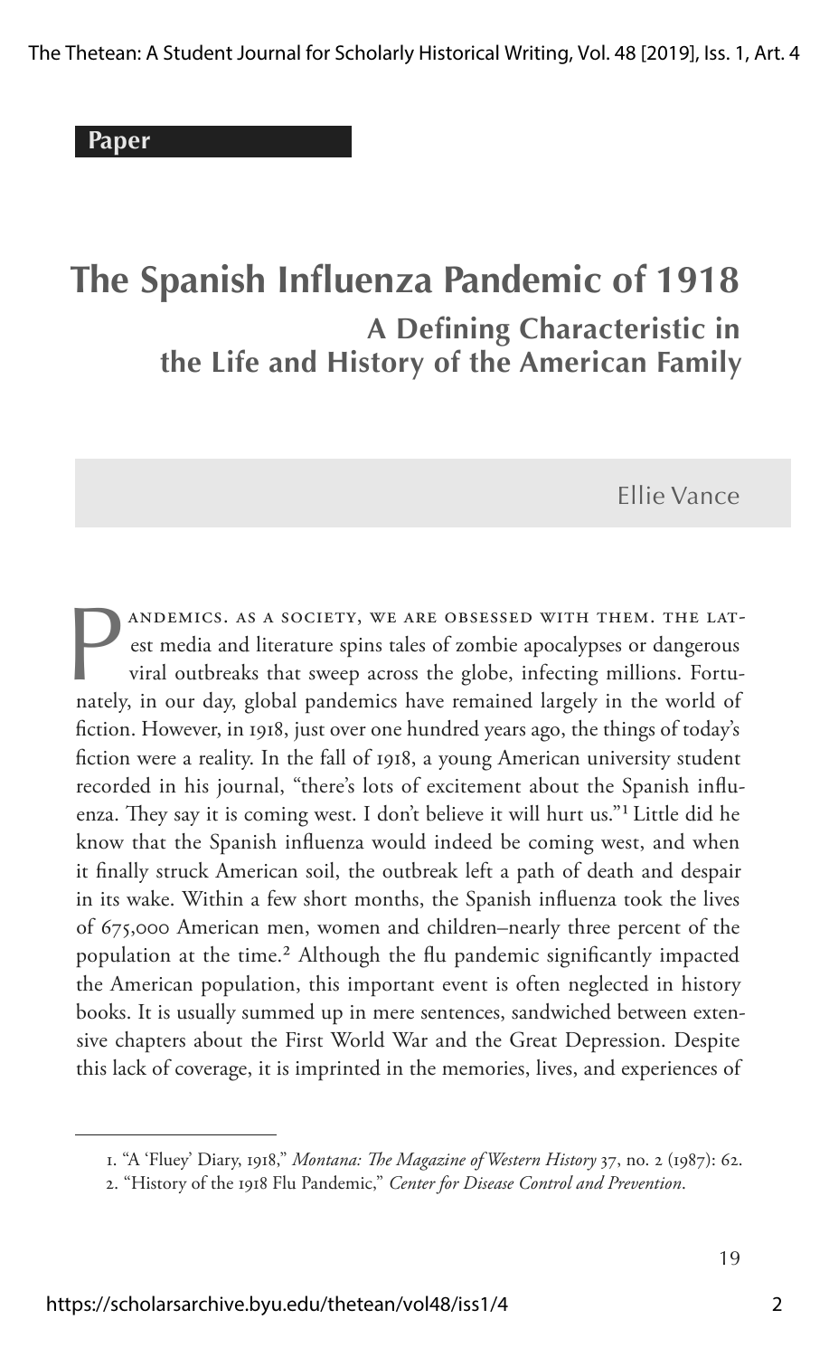Paper

# The Spanish Influenza Pandemic of 1918

## A Defining Characteristic in the Life and History of the American Family

Ellie Vance

Pandemics. As a society, we are obsessed with them. The latest media and literature spins tales of zombie apocalypses or dangerous viral outbreaks that sweep across the globe, infecting millions. Fortunately, in our day, global pandemics have remained largely in the world of fiction. However, in 1918, just over one hundred years ago, the things of today's fiction were a reality. In the fall of 1918, a young American university student recorded in his journal, "there's lots of excitement about the Spanish influenza. They say it is coming west. I don't believe it will hurt us."[1] Little did he know that the Spanish influenza would indeed be coming west, and when it finally struck American soil, the outbreak left a path of death and despair in its wake. Within a few short months, the Spanish influenza took the lives of 675,000 American men, women and children–nearly three percent of the population at the time.[2] Although the flu pandemic significantly impacted the American population, this important event is often neglected in history books. It is usually summed up in mere sentences, sandwiched between extensive chapters about the First World War and the Great Depression. Despite this lack of coverage, it is imprinted in the memories, lives, and experiences of

1. "A 'Fluey' Diary, 1918," *Montana: The Magazine of Western History* 37, no. 2 (1987): 62.
2. "History of the 1918 Flu Pandemic," *Center for Disease Control and Prevention*.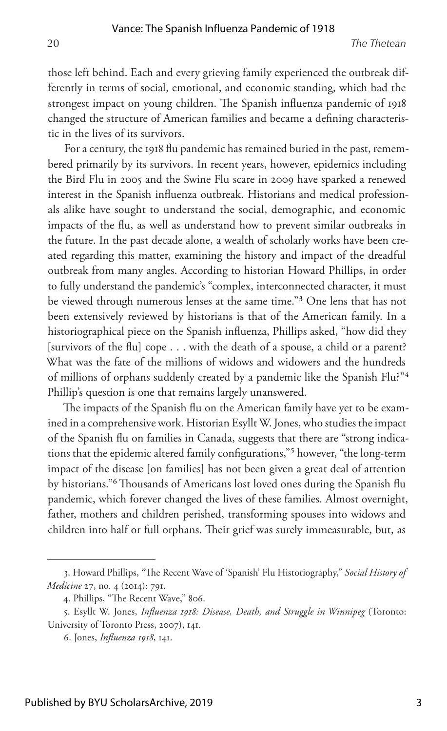those left behind. Each and every grieving family experienced the outbreak differently in terms of social, emotional, and economic standing, which had the strongest impact on young children. The Spanish influenza pandemic of 1918 changed the structure of American families and became a defining characteristic in the lives of its survivors.

For a century, the 1918 flu pandemic has remained buried in the past, remembered primarily by its survivors. In recent years, however, epidemics including the Bird Flu in 2005 and the Swine Flu scare in 2009 have sparked a renewed interest in the Spanish influenza outbreak. Historians and medical professionals alike have sought to understand the social, demographic, and economic impacts of the flu, as well as understand how to prevent similar outbreaks in the future. In the past decade alone, a wealth of scholarly works have been created regarding this matter, examining the history and impact of the dreadful outbreak from many angles. According to historian Howard Phillips, in order to fully understand the pandemic's "complex, interconnected character, it must be viewed through numerous lenses at the same time."[3] One lens that has not been extensively reviewed by historians is that of the American family. In a historiographical piece on the Spanish influenza, Phillips asked, "how did they [survivors of the flu] cope . . . with the death of a spouse, a child or a parent? What was the fate of the millions of widows and widowers and the hundreds of millions of orphans suddenly created by a pandemic like the Spanish Flu?"[4] Phillip's question is one that remains largely unanswered.

The impacts of the Spanish flu on the American family have yet to be examined in a comprehensive work. Historian Esyllt W. Jones, who studies the impact of the Spanish flu on families in Canada, suggests that there are "strong indications that the epidemic altered family configurations,"[5] however, "the long-term impact of the disease [on families] has not been given a great deal of attention by historians."[6] Thousands of Americans lost loved ones during the Spanish flu pandemic, which forever changed the lives of these families. Almost overnight, father, mothers and children perished, transforming spouses into widows and children into half or full orphans. Their grief was surely immeasurable, but, as

---

3. Howard Phillips, "The Recent Wave of 'Spanish' Flu Historiography," *Social History of Medicine* 27, no. 4 (2014): 791.

4. Phillips, "The Recent Wave," 806.

5. Esyllt W. Jones, *Influenza 1918: Disease, Death, and Struggle in Winnipeg* (Toronto: University of Toronto Press, 2007), 141.

6. Jones, *Influenza 1918*, 141.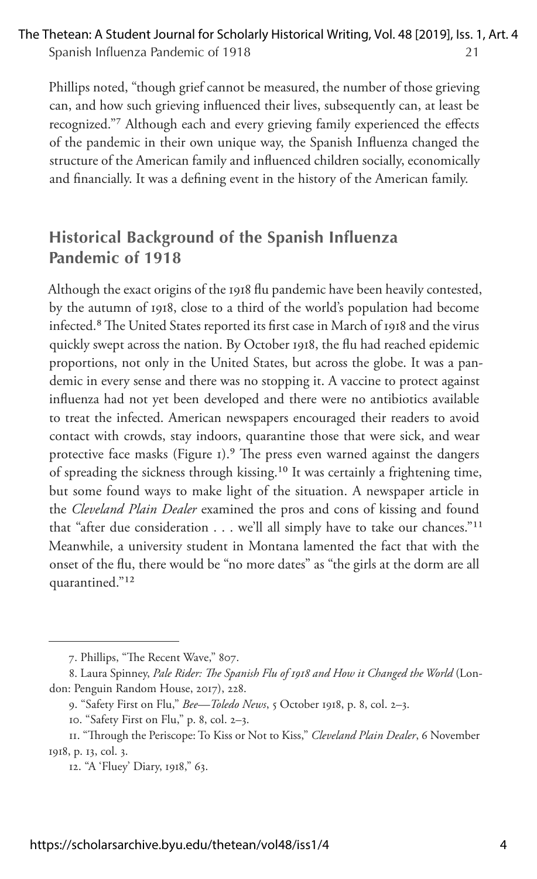Phillips noted, "though grief cannot be measured, the number of those grieving can, and how such grieving influenced their lives, subsequently can, at least be recognized."[7] Although each and every grieving family experienced the effects of the pandemic in their own unique way, the Spanish Influenza changed the structure of the American family and influenced children socially, economically and financially. It was a defining event in the history of the American family.

## Historical Background of the Spanish Influenza Pandemic of 1918

Although the exact origins of the 1918 flu pandemic have been heavily contested, by the autumn of 1918, close to a third of the world's population had become infected.[8] The United States reported its first case in March of 1918 and the virus quickly swept across the nation. By October 1918, the flu had reached epidemic proportions, not only in the United States, but across the globe. It was a pandemic in every sense and there was no stopping it. A vaccine to protect against influenza had not yet been developed and there were no antibiotics available to treat the infected. American newspapers encouraged their readers to avoid contact with crowds, stay indoors, quarantine those that were sick, and wear protective face masks (Figure 1).[9] The press even warned against the dangers of spreading the sickness through kissing.[10] It was certainly a frightening time, but some found ways to make light of the situation. A newspaper article in the *Cleveland Plain Dealer* examined the pros and cons of kissing and found that "after due consideration . . . we'll all simply have to take our chances."[11] Meanwhile, a university student in Montana lamented the fact that with the onset of the flu, there would be "no more dates" as "the girls at the dorm are all quarantined."[12]

---

7. Phillips, "The Recent Wave," 807.

8. Laura Spinney, *Pale Rider: The Spanish Flu of 1918 and How it Changed the World* (London: Penguin Random House, 2017), 228.

9. "Safety First on Flu," *Bee—Toledo News*, 5 October 1918, p. 8, col. 2–3.

10. "Safety First on Flu," p. 8, col. 2–3.

11. "Through the Periscope: To Kiss or Not to Kiss," *Cleveland Plain Dealer*, 6 November 1918, p. 13, col. 3.

12. "A 'Fluey' Diary, 1918," 63.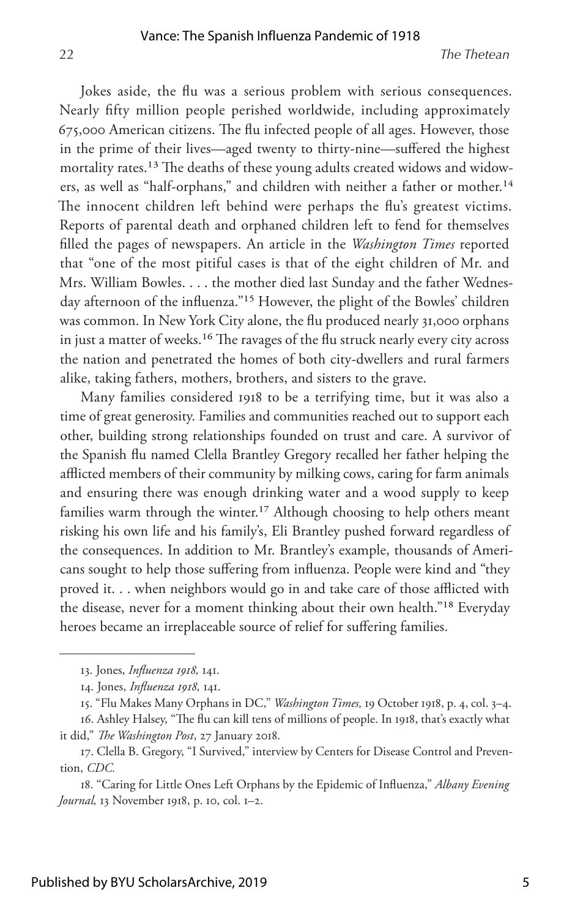Jokes aside, the flu was a serious problem with serious consequences. Nearly fifty million people perished worldwide, including approximately 675,000 American citizens. The flu infected people of all ages. However, those in the prime of their lives—aged twenty to thirty-nine—suffered the highest mortality rates.[13] The deaths of these young adults created widows and widowers, as well as "half-orphans," and children with neither a father or mother.[14] The innocent children left behind were perhaps the flu's greatest victims. Reports of parental death and orphaned children left to fend for themselves filled the pages of newspapers. An article in the *Washington Times* reported that "one of the most pitiful cases is that of the eight children of Mr. and Mrs. William Bowles. . . . the mother died last Sunday and the father Wednesday afternoon of the influenza."[15] However, the plight of the Bowles' children was common. In New York City alone, the flu produced nearly 31,000 orphans in just a matter of weeks.[16] The ravages of the flu struck nearly every city across the nation and penetrated the homes of both city-dwellers and rural farmers alike, taking fathers, mothers, brothers, and sisters to the grave.

Many families considered 1918 to be a terrifying time, but it was also a time of great generosity. Families and communities reached out to support each other, building strong relationships founded on trust and care. A survivor of the Spanish flu named Clella Brantley Gregory recalled her father helping the afflicted members of their community by milking cows, caring for farm animals and ensuring there was enough drinking water and a wood supply to keep families warm through the winter.[17] Although choosing to help others meant risking his own life and his family's, Eli Brantley pushed forward regardless of the consequences. In addition to Mr. Brantley's example, thousands of Americans sought to help those suffering from influenza. People were kind and "they proved it. . . when neighbors would go in and take care of those afflicted with the disease, never for a moment thinking about their own health."[18] Everyday heroes became an irreplaceable source of relief for suffering families.

---

13. Jones, *Influenza 1918,* 141.

14. Jones, *Influenza 1918,* 141.

15. "Flu Makes Many Orphans in DC," *Washington Times,* 19 October 1918, p. 4, col. 3–4.

16. Ashley Halsey, "The flu can kill tens of millions of people. In 1918, that's exactly what it did," *The Washington Post*, 27 January 2018.

17. Clella B. Gregory, "I Survived," interview by Centers for Disease Control and Prevention, *CDC.*

18. "Caring for Little Ones Left Orphans by the Epidemic of Influenza," *Albany Evening Journal,* 13 November 1918, p. 10, col. 1–2.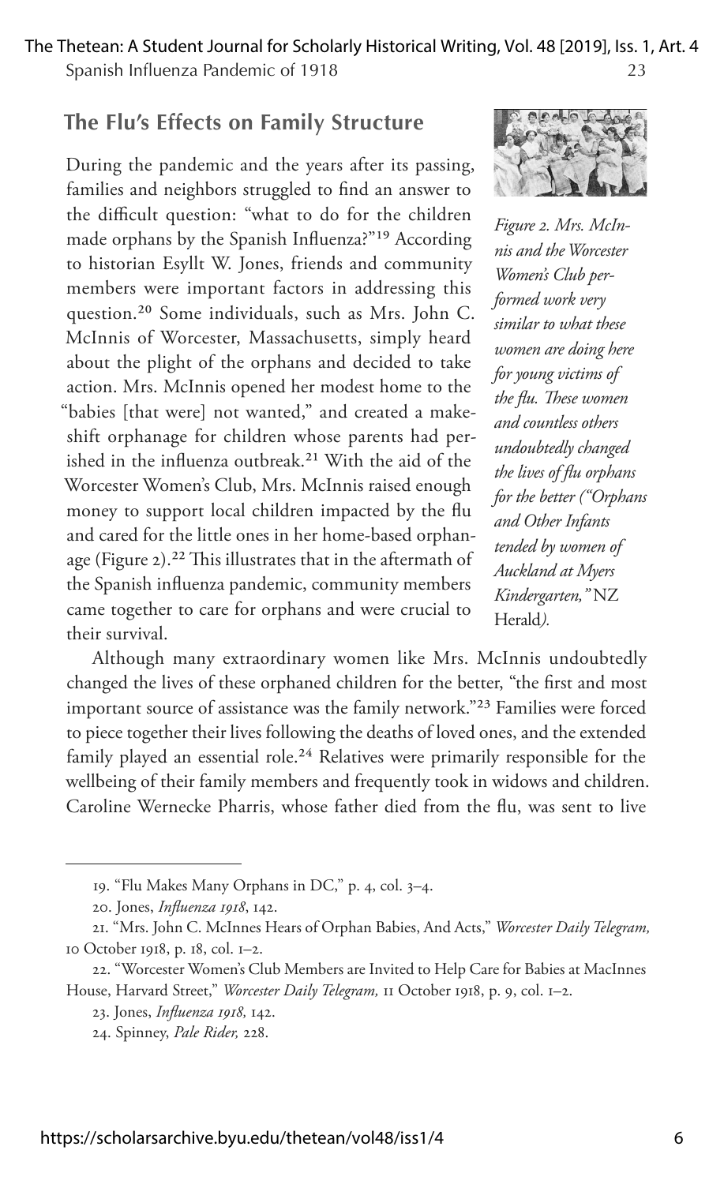## The Flu's Effects on Family Structure

During the pandemic and the years after its passing, families and neighbors struggled to find an answer to the difficult question: "what to do for the children made orphans by the Spanish Influenza?"[19] According to historian Esyllt W. Jones, friends and community members were important factors in addressing this question.[20] Some individuals, such as Mrs. John C. McInnis of Worcester, Massachusetts, simply heard about the plight of the orphans and decided to take action. Mrs. McInnis opened her modest home to the "babies [that were] not wanted," and created a makeshift orphanage for children whose parents had perished in the influenza outbreak.[21] With the aid of the Worcester Women's Club, Mrs. McInnis raised enough money to support local children impacted by the flu and cared for the little ones in her home-based orphanage (Figure 2).[22] This illustrates that in the aftermath of the Spanish influenza pandemic, community members came together to care for orphans and were crucial to their survival.

*Figure 2. Mrs. McInnis and the Worcester Women's Club performed work very similar to what these women are doing here for young victims of the flu. These women and countless others undoubtedly changed the lives of flu orphans for the better ("Orphans and Other Infants tended by women of Auckland at Myers Kindergarten," NZ Herald).*

Although many extraordinary women like Mrs. McInnis undoubtedly changed the lives of these orphaned children for the better, "the first and most important source of assistance was the family network."[23] Families were forced to piece together their lives following the deaths of loved ones, and the extended family played an essential role.[24] Relatives were primarily responsible for the wellbeing of their family members and frequently took in widows and children. Caroline Wernecke Pharris, whose father died from the flu, was sent to live

---

19. "Flu Makes Many Orphans in DC," p. 4, col. 3–4.

20. Jones, *Influenza 1918*, 142.

21. "Mrs. John C. McInnes Hears of Orphan Babies, And Acts," *Worcester Daily Telegram,* 10 October 1918, p. 18, col. 1–2.

22. "Worcester Women's Club Members are Invited to Help Care for Babies at MacInnes House, Harvard Street," *Worcester Daily Telegram,* 11 October 1918, p. 9, col. 1–2.

23. Jones, *Influenza 1918,* 142.

24. Spinney, *Pale Rider,* 228.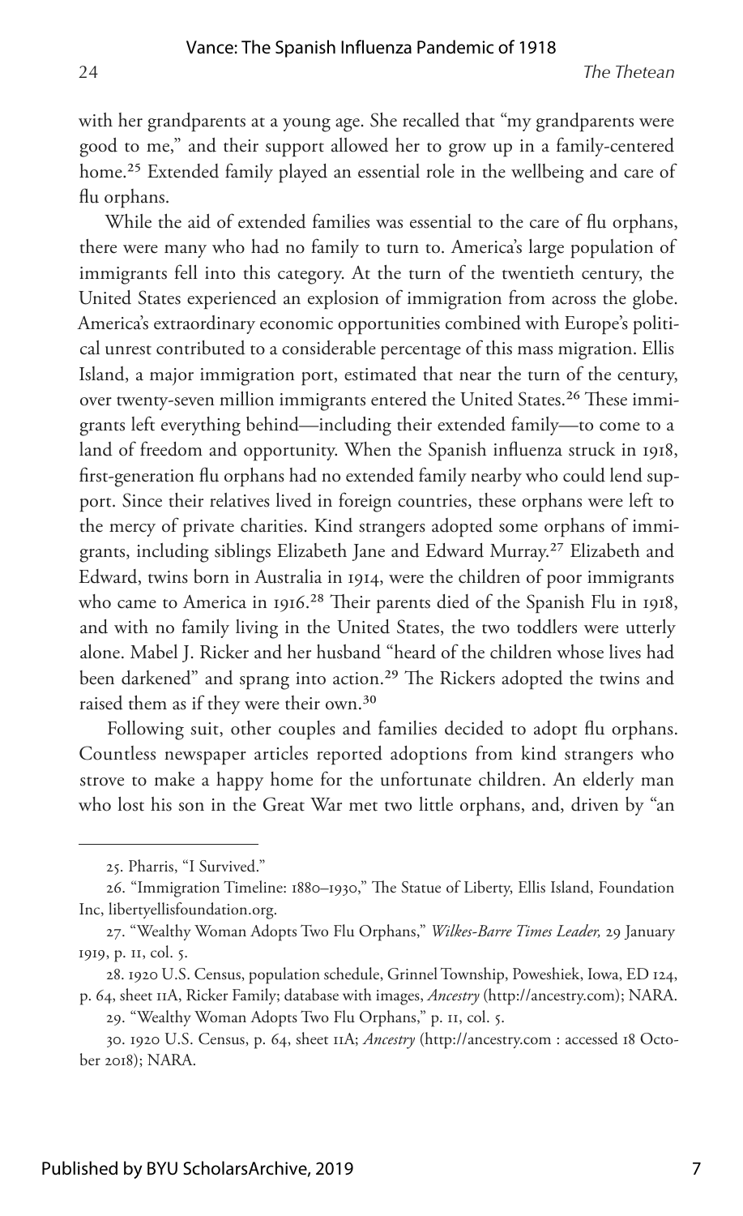with her grandparents at a young age. She recalled that "my grandparents were good to me," and their support allowed her to grow up in a family-centered home.[25] Extended family played an essential role in the wellbeing and care of flu orphans.

While the aid of extended families was essential to the care of flu orphans, there were many who had no family to turn to. America's large population of immigrants fell into this category. At the turn of the twentieth century, the United States experienced an explosion of immigration from across the globe. America's extraordinary economic opportunities combined with Europe's political unrest contributed to a considerable percentage of this mass migration. Ellis Island, a major immigration port, estimated that near the turn of the century, over twenty-seven million immigrants entered the United States.[26] These immigrants left everything behind—including their extended family—to come to a land of freedom and opportunity. When the Spanish influenza struck in 1918, first-generation flu orphans had no extended family nearby who could lend support. Since their relatives lived in foreign countries, these orphans were left to the mercy of private charities. Kind strangers adopted some orphans of immigrants, including siblings Elizabeth Jane and Edward Murray.[27] Elizabeth and Edward, twins born in Australia in 1914, were the children of poor immigrants who came to America in 1916.[28] Their parents died of the Spanish Flu in 1918, and with no family living in the United States, the two toddlers were utterly alone. Mabel J. Ricker and her husband "heard of the children whose lives had been darkened" and sprang into action.[29] The Rickers adopted the twins and raised them as if they were their own.[30]

Following suit, other couples and families decided to adopt flu orphans. Countless newspaper articles reported adoptions from kind strangers who strove to make a happy home for the unfortunate children. An elderly man who lost his son in the Great War met two little orphans, and, driven by "an

---

25. Pharris, "I Survived."

26. "Immigration Timeline: 1880–1930," The Statue of Liberty, Ellis Island, Foundation Inc, libertyellisfoundation.org.

27. "Wealthy Woman Adopts Two Flu Orphans," *Wilkes-Barre Times Leader,* 29 January 1919, p. 11, col. 5.

28. 1920 U.S. Census, population schedule, Grinnel Township, Poweshiek, Iowa, ED 124, p. 64, sheet 11A, Ricker Family; database with images, *Ancestry* (http://ancestry.com); NARA.

29. "Wealthy Woman Adopts Two Flu Orphans," p. 11, col. 5.

30. 1920 U.S. Census, p. 64, sheet 11A; *Ancestry* (http://ancestry.com : accessed 18 October 2018); NARA.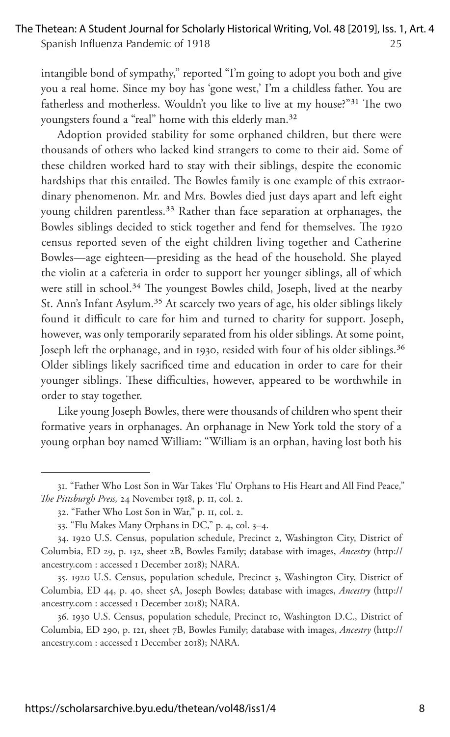intangible bond of sympathy," reported "I'm going to adopt you both and give you a real home. Since my boy has 'gone west,' I'm a childless father. You are fatherless and motherless. Wouldn't you like to live at my house?"[31] The two youngsters found a "real" home with this elderly man.[32]

Adoption provided stability for some orphaned children, but there were thousands of others who lacked kind strangers to come to their aid. Some of these children worked hard to stay with their siblings, despite the economic hardships that this entailed. The Bowles family is one example of this extraordinary phenomenon. Mr. and Mrs. Bowles died just days apart and left eight young children parentless.[33] Rather than face separation at orphanages, the Bowles siblings decided to stick together and fend for themselves. The 1920 census reported seven of the eight children living together and Catherine Bowles—age eighteen—presiding as the head of the household. She played the violin at a cafeteria in order to support her younger siblings, all of which were still in school.[34] The youngest Bowles child, Joseph, lived at the nearby St. Ann's Infant Asylum.[35] At scarcely two years of age, his older siblings likely found it difficult to care for him and turned to charity for support. Joseph, however, was only temporarily separated from his older siblings. At some point, Joseph left the orphanage, and in 1930, resided with four of his older siblings.[36] Older siblings likely sacrificed time and education in order to care for their younger siblings. These difficulties, however, appeared to be worthwhile in order to stay together.

Like young Joseph Bowles, there were thousands of children who spent their formative years in orphanages. An orphanage in New York told the story of a young orphan boy named William: "William is an orphan, having lost both his

---

31. "Father Who Lost Son in War Takes 'Flu' Orphans to His Heart and All Find Peace," *The Pittsburgh Press,* 24 November 1918, p. 11, col. 2.

32. "Father Who Lost Son in War," p. 11, col. 2.

33. "Flu Makes Many Orphans in DC," p. 4, col. 3–4.

34. 1920 U.S. Census, population schedule, Precinct 2, Washington City, District of Columbia, ED 29, p. 132, sheet 2B, Bowles Family; database with images, *Ancestry* (http://ancestry.com : accessed 1 December 2018); NARA.

35. 1920 U.S. Census, population schedule, Precinct 3, Washington City, District of Columbia, ED 44, p. 40, sheet 5A, Joseph Bowles; database with images, *Ancestry* (http://ancestry.com : accessed 1 December 2018); NARA.

36. 1930 U.S. Census, population schedule, Precinct 10, Washington D.C., District of Columbia, ED 290, p. 121, sheet 7B, Bowles Family; database with images, *Ancestry* (http://ancestry.com : accessed 1 December 2018); NARA.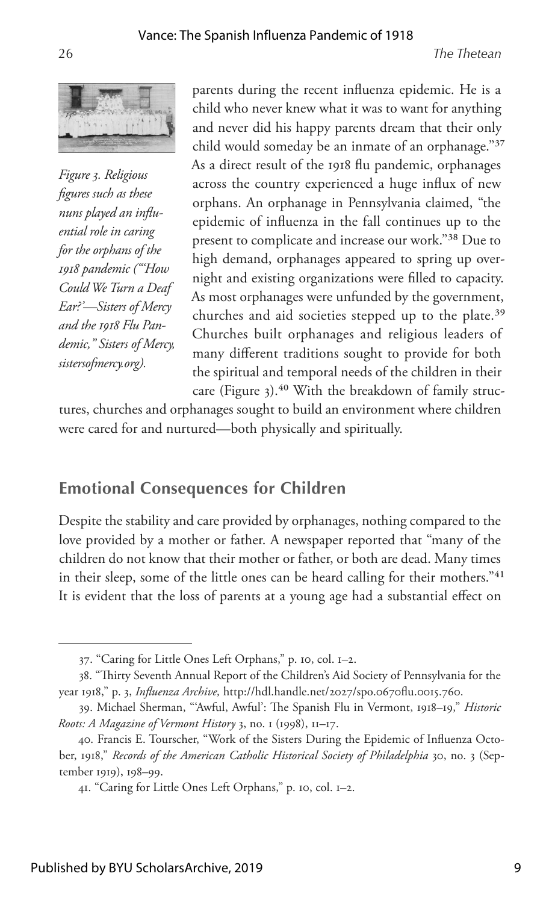parents during the recent influenza epidemic. He is a child who never knew what it was to want for anything and never did his happy parents dream that their only child would someday be an inmate of an orphanage."[37] As a direct result of the 1918 flu pandemic, orphanages across the country experienced a huge influx of new orphans. An orphanage in Pennsylvania claimed, "the epidemic of influenza in the fall continues up to the present to complicate and increase our work."[38] Due to high demand, orphanages appeared to spring up overnight and existing organizations were filled to capacity. As most orphanages were unfunded by the government, churches and aid societies stepped up to the plate.[39] Churches built orphanages and religious leaders of many different traditions sought to provide for both the spiritual and temporal needs of the children in their care (Figure 3).[40] With the breakdown of family structures, churches and orphanages sought to build an environment where children were cared for and nurtured—both physically and spiritually.

*Figure 3. Religious figures such as these nuns played an influential role in caring for the orphans of the 1918 pandemic ("'How Could We Turn a Deaf Ear?'—Sisters of Mercy and the 1918 Flu Pandemic," Sisters of Mercy, sistersofmercy.org).*

## Emotional Consequences for Children

Despite the stability and care provided by orphanages, nothing compared to the love provided by a mother or father. A newspaper reported that "many of the children do not know that their mother or father, or both are dead. Many times in their sleep, some of the little ones can be heard calling for their mothers."[41] It is evident that the loss of parents at a young age had a substantial effect on

---

37. "Caring for Little Ones Left Orphans," p. 10, col. 1–2.

38. "Thirty Seventh Annual Report of the Children's Aid Society of Pennsylvania for the year 1918," p. 3, *Influenza Archive,* http://hdl.handle.net/2027/spo.0670flu.0015.760.

39. Michael Sherman, "'Awful, Awful': The Spanish Flu in Vermont, 1918–19," *Historic Roots: A Magazine of Vermont History* 3, no. 1 (1998), 11–17.

40. Francis E. Tourscher, "Work of the Sisters During the Epidemic of Influenza October, 1918," *Records of the American Catholic Historical Society of Philadelphia* 30, no. 3 (September 1919), 198–99.

41. "Caring for Little Ones Left Orphans," p. 10, col. 1–2.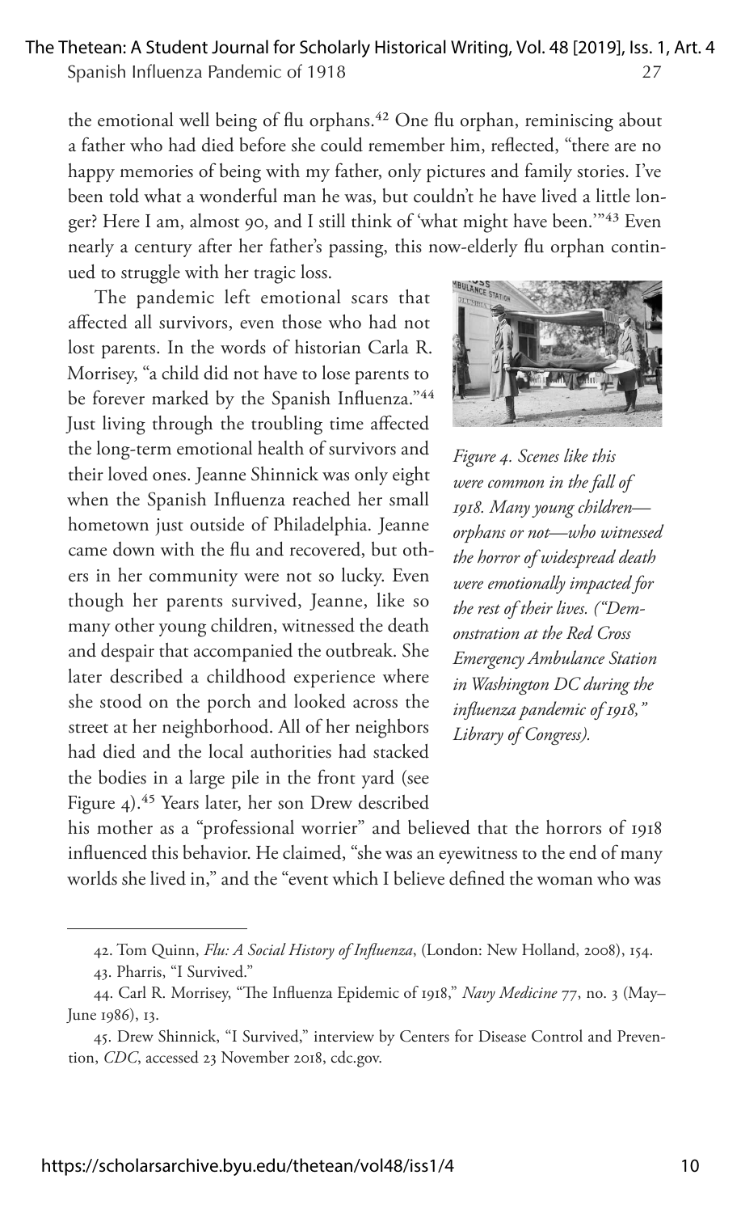the emotional well being of flu orphans.[42] One flu orphan, reminiscing about a father who had died before she could remember him, reflected, "there are no happy memories of being with my father, only pictures and family stories. I've been told what a wonderful man he was, but couldn't he have lived a little longer? Here I am, almost 90, and I still think of 'what might have been.'"[43] Even nearly a century after her father's passing, this now-elderly flu orphan continued to struggle with her tragic loss.

The pandemic left emotional scars that affected all survivors, even those who had not lost parents. In the words of historian Carla R. Morrisey, "a child did not have to lose parents to be forever marked by the Spanish Influenza."[44] Just living through the troubling time affected the long-term emotional health of survivors and their loved ones. Jeanne Shinnick was only eight when the Spanish Influenza reached her small hometown just outside of Philadelphia. Jeanne came down with the flu and recovered, but others in her community were not so lucky. Even though her parents survived, Jeanne, like so many other young children, witnessed the death and despair that accompanied the outbreak. She later described a childhood experience where she stood on the porch and looked across the street at her neighborhood. All of her neighbors had died and the local authorities had stacked the bodies in a large pile in the front yard (see Figure 4).[45] Years later, her son Drew described his mother as a "professional worrier" and believed that the horrors of 1918 influenced this behavior. He claimed, "she was an eyewitness to the end of many worlds she lived in," and the "event which I believe defined the woman who was

*Figure 4. Scenes like this were common in the fall of 1918. Many young children—orphans or not—who witnessed the horror of widespread death were emotionally impacted for the rest of their lives. ("Demonstration at the Red Cross Emergency Ambulance Station in Washington DC during the influenza pandemic of 1918," Library of Congress).*

---

42. Tom Quinn, *Flu: A Social History of Influenza*, (London: New Holland, 2008), 154.

43. Pharris, "I Survived."

44. Carl R. Morrisey, "The Influenza Epidemic of 1918," *Navy Medicine* 77, no. 3 (May–June 1986), 13.

45. Drew Shinnick, "I Survived," interview by Centers for Disease Control and Prevention, *CDC*, accessed 23 November 2018, cdc.gov.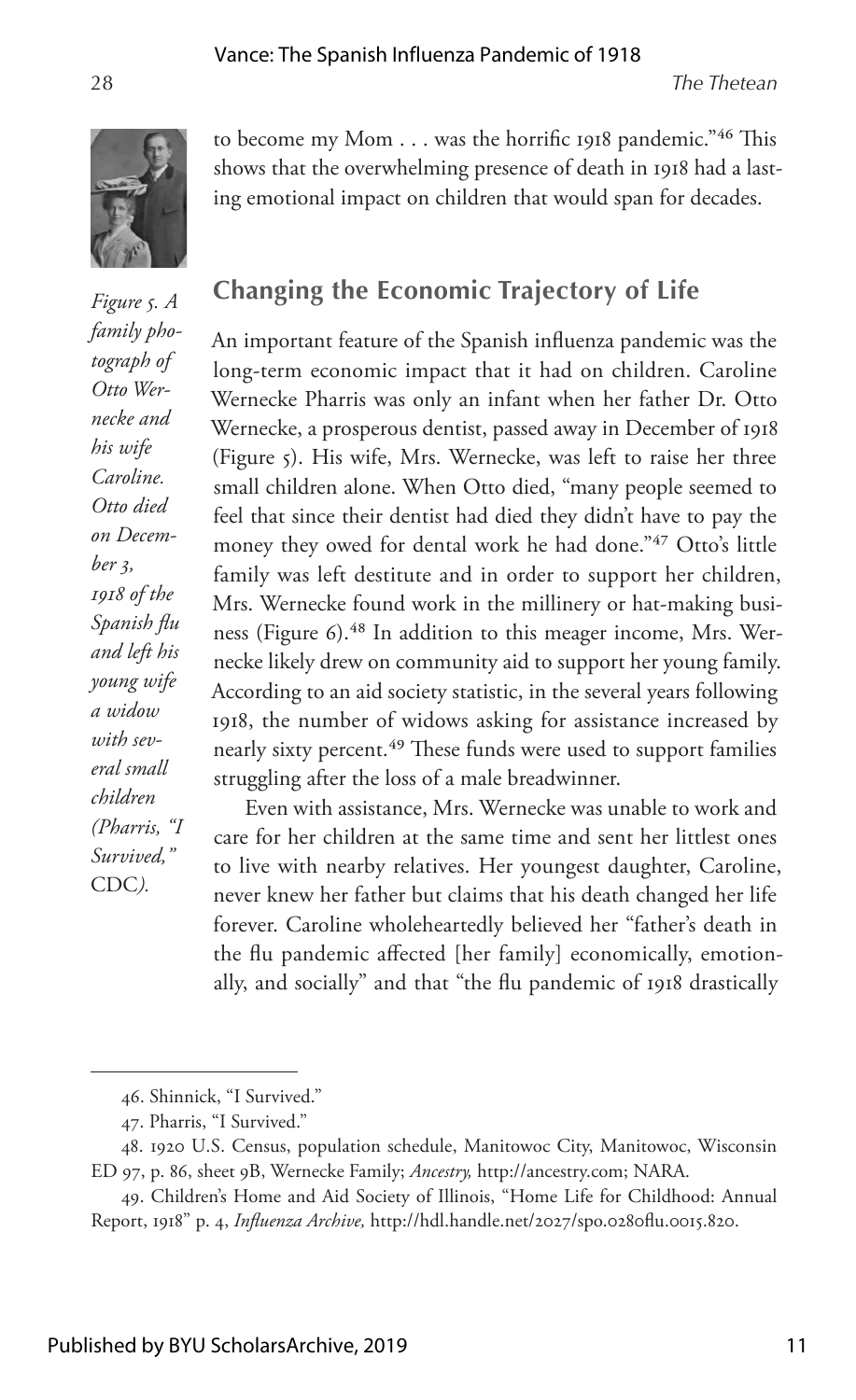to become my Mom . . . was the horrific 1918 pandemic."[46] This shows that the overwhelming presence of death in 1918 had a lasting emotional impact on children that would span for decades.

*Figure 5. A family photograph of Otto Wernecke and his wife Caroline. Otto died on December 3, 1918 of the Spanish flu and left his young wife a widow with several small children (Pharris, "I Survived," CDC).*

## Changing the Economic Trajectory of Life

An important feature of the Spanish influenza pandemic was the long-term economic impact that it had on children. Caroline Wernecke Pharris was only an infant when her father Dr. Otto Wernecke, a prosperous dentist, passed away in December of 1918 (Figure 5). His wife, Mrs. Wernecke, was left to raise her three small children alone. When Otto died, "many people seemed to feel that since their dentist had died they didn't have to pay the money they owed for dental work he had done."[47] Otto's little family was left destitute and in order to support her children, Mrs. Wernecke found work in the millinery or hat-making business (Figure 6).[48] In addition to this meager income, Mrs. Wernecke likely drew on community aid to support her young family. According to an aid society statistic, in the several years following 1918, the number of widows asking for assistance increased by nearly sixty percent.[49] These funds were used to support families struggling after the loss of a male breadwinner.

Even with assistance, Mrs. Wernecke was unable to work and care for her children at the same time and sent her littlest ones to live with nearby relatives. Her youngest daughter, Caroline, never knew her father but claims that his death changed her life forever. Caroline wholeheartedly believed her "father's death in the flu pandemic affected [her family] economically, emotionally, and socially" and that "the flu pandemic of 1918 drastically

---

46. Shinnick, "I Survived."

47. Pharris, "I Survived."

48. 1920 U.S. Census, population schedule, Manitowoc City, Manitowoc, Wisconsin ED 97, p. 86, sheet 9B, Wernecke Family; *Ancestry,* http://ancestry.com; NARA.

49. Children's Home and Aid Society of Illinois, "Home Life for Childhood: Annual Report, 1918" p. 4, *Influenza Archive,* http://hdl.handle.net/2027/spo.0280flu.0015.820.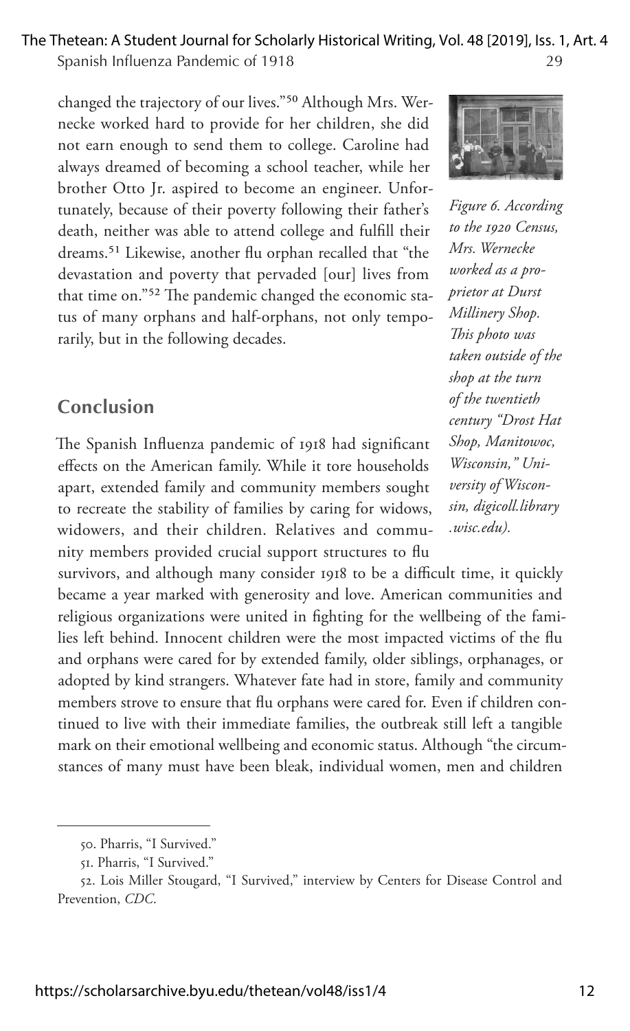changed the trajectory of our lives."[50] Although Mrs. Wernecke worked hard to provide for her children, she did not earn enough to send them to college. Caroline had always dreamed of becoming a school teacher, while her brother Otto Jr. aspired to become an engineer. Unfortunately, because of their poverty following their father's death, neither was able to attend college and fulfill their dreams.[51] Likewise, another flu orphan recalled that "the devastation and poverty that pervaded [our] lives from that time on."[52] The pandemic changed the economic status of many orphans and half-orphans, not only temporarily, but in the following decades.

*Figure 6. According to the 1920 Census, Mrs. Wernecke worked as a proprietor at Durst Millinery Shop. This photo was taken outside of the shop at the turn of the twentieth century "Drost Hat Shop, Manitowoc, Wisconsin," University of Wisconsin, digicoll.library.wisc.edu).*

## Conclusion

The Spanish Influenza pandemic of 1918 had significant effects on the American family. While it tore households apart, extended family and community members sought to recreate the stability of families by caring for widows, widowers, and their children. Relatives and community members provided crucial support structures to flu survivors, and although many consider 1918 to be a difficult time, it quickly became a year marked with generosity and love. American communities and religious organizations were united in fighting for the wellbeing of the families left behind. Innocent children were the most impacted victims of the flu and orphans were cared for by extended family, older siblings, orphanages, or adopted by kind strangers. Whatever fate had in store, family and community members strove to ensure that flu orphans were cared for. Even if children continued to live with their immediate families, the outbreak still left a tangible mark on their emotional wellbeing and economic status. Although "the circumstances of many must have been bleak, individual women, men and children

50. Pharris, "I Survived."

51. Pharris, "I Survived."

52. Lois Miller Stougard, "I Survived," interview by Centers for Disease Control and Prevention, *CDC*.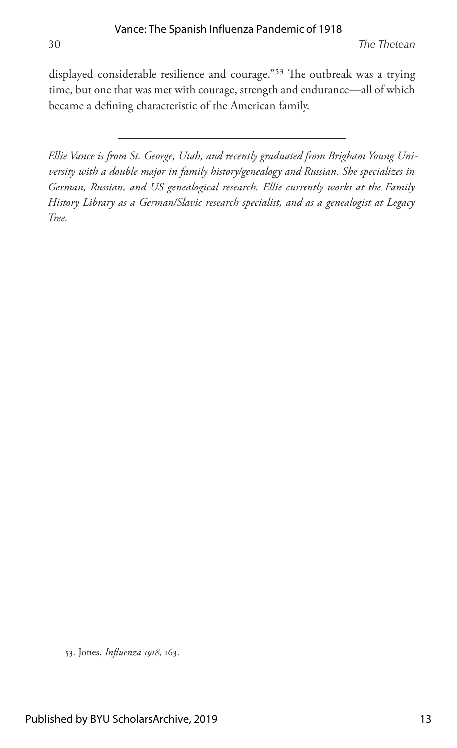displayed considerable resilience and courage."[53] The outbreak was a trying time, but one that was met with courage, strength and endurance—all of which became a defining characteristic of the American family.

---

*Ellie Vance is from St. George, Utah, and recently graduated from Brigham Young University with a double major in family history/genealogy and Russian. She specializes in German, Russian, and US genealogical research. Ellie currently works at the Family History Library as a German/Slavic research specialist, and as a genealogist at Legacy Tree.*

---

53. Jones, *Influenza 1918,* 163.